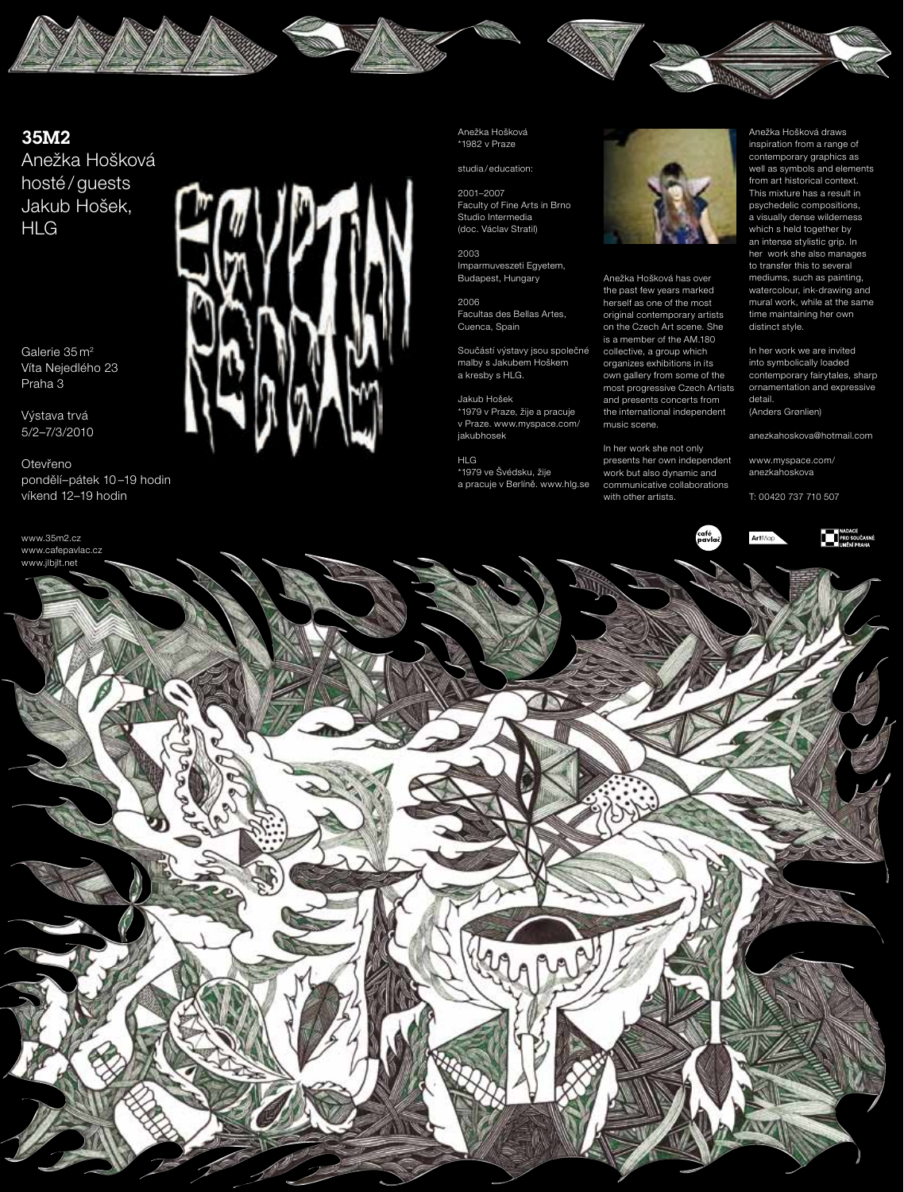**35M2**

Anežka Hošková
hosté / guests
Jakub Hošek,
HLG

# EGYPTIAN REGGAE

Galerie 35 m²
Víta Nejedlého 23
Praha 3

Výstava trvá
5/2–7/3/2010

Otevřeno
pondělí–pátek 10–19 hodin
víkend 12–19 hodin

www.35m2.cz
www.cafepavlac.cz
www.jlbjlt.net

Anežka Hošková
*1982 v Praze

studia / education:

2001–2007
Faculty of Fine Arts in Brno
Studio Intermedia
(doc. Václav Stratil)

2003
Imparmuveszeti Egyetem,
Budapest, Hungary

2006
Facultas des Bellas Artes,
Cuenca, Spain

Součástí výstavy jsou společné malby s Jakubem Hoškem a kresby s HLG.

Jakub Hošek
*1979 v Praze, žije a pracuje v Praze. www.myspace.com/jakubhosek

HLG
*1979 ve Švédsku, žije a pracuje v Berlíně. www.hlg.se

Anežka Hošková has over the past few years marked herself as one of the most original contemporary artists on the Czech Art scene. She is a member of the AM.180 collective, a group which organizes exhibitions in its own gallery from some of the most progressive Czech Artists and presents concerts from the international independent music scene.

In her work she not only presents her own independent work but also dynamic and communicative collaborations with other artists.

Anežka Hošková draws inspiration from a range of contemporary graphics as well as symbols and elements from art historical context. This mixture has a result in psychedelic compositions, a visually dense wilderness which s held together by an intense stylistic grip. In her work she also manages to transfer this to several mediums, such as painting, watercolour, ink-drawing and mural work, while at the same time maintaining her own distinct style.

In her work we are invited into symbolically loaded contemporary fairytales, sharp ornamentation and expressive detail.
(Anders Grønlien)

anezkahoskova@hotmail.com

www.myspace.com/anezkahoskova

T: 00420 737 710 507

café pavlač | ArtMap | NADACE PRO SOUČASNÉ UMĚNÍ PRAHA